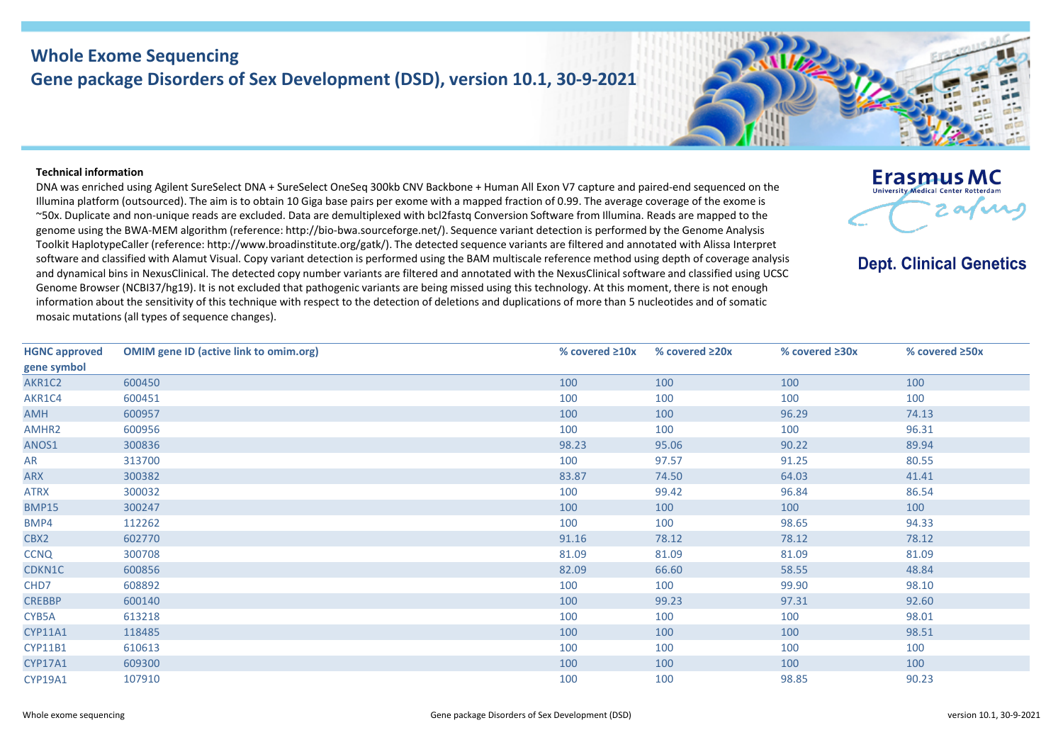# Whole Exome Sequencing
## Gene package Disorders of Sex Development (DSD), version 10.1, 30-9-2021

Erasmus MC
University Medical Center Rotterdam

**Dept. Clinical Genetics**

**Technical information**

DNA was enriched using Agilent SureSelect DNA + SureSelect OneSeq 300kb CNV Backbone + Human All Exon V7 capture and paired-end sequenced on the Illumina platform (outsourced). The aim is to obtain 10 Giga base pairs per exome with a mapped fraction of 0.99. The average coverage of the exome is ~50x. Duplicate and non-unique reads are excluded. Data are demultiplexed with bcl2fastq Conversion Software from Illumina. Reads are mapped to the genome using the BWA-MEM algorithm (reference: http://bio-bwa.sourceforge.net/). Sequence variant detection is performed by the Genome Analysis Toolkit HaplotypeCaller (reference: http://www.broadinstitute.org/gatk/). The detected sequence variants are filtered and annotated with Alissa Interpret software and classified with Alamut Visual. Copy variant detection is performed using the BAM multiscale reference method using depth of coverage analysis and dynamical bins in NexusClinical. The detected copy number variants are filtered and annotated with the NexusClinical software and classified using UCSC Genome Browser (NCBI37/hg19). It is not excluded that pathogenic variants are being missed using this technology. At this moment, there is not enough information about the sensitivity of this technique with respect to the detection of deletions and duplications of more than 5 nucleotides and of somatic mosaic mutations (all types of sequence changes).

| HGNC approved gene symbol | OMIM gene ID (active link to omim.org) | % covered ≥10x | % covered ≥20x | % covered ≥30x | % covered ≥50x |
|---|---|---|---|---|---|
| AKR1C2 | 600450 | 100 | 100 | 100 | 100 |
| AKR1C4 | 600451 | 100 | 100 | 100 | 100 |
| AMH | 600957 | 100 | 100 | 96.29 | 74.13 |
| AMHR2 | 600956 | 100 | 100 | 100 | 96.31 |
| ANOS1 | 300836 | 98.23 | 95.06 | 90.22 | 89.94 |
| AR | 313700 | 100 | 97.57 | 91.25 | 80.55 |
| ARX | 300382 | 83.87 | 74.50 | 64.03 | 41.41 |
| ATRX | 300032 | 100 | 99.42 | 96.84 | 86.54 |
| BMP15 | 300247 | 100 | 100 | 100 | 100 |
| BMP4 | 112262 | 100 | 100 | 98.65 | 94.33 |
| CBX2 | 602770 | 91.16 | 78.12 | 78.12 | 78.12 |
| CCNQ | 300708 | 81.09 | 81.09 | 81.09 | 81.09 |
| CDKN1C | 600856 | 82.09 | 66.60 | 58.55 | 48.84 |
| CHD7 | 608892 | 100 | 100 | 99.90 | 98.10 |
| CREBBP | 600140 | 100 | 99.23 | 97.31 | 92.60 |
| CYB5A | 613218 | 100 | 100 | 100 | 98.01 |
| CYP11A1 | 118485 | 100 | 100 | 100 | 98.51 |
| CYP11B1 | 610613 | 100 | 100 | 100 | 100 |
| CYP17A1 | 609300 | 100 | 100 | 100 | 100 |
| CYP19A1 | 107910 | 100 | 100 | 98.85 | 90.23 |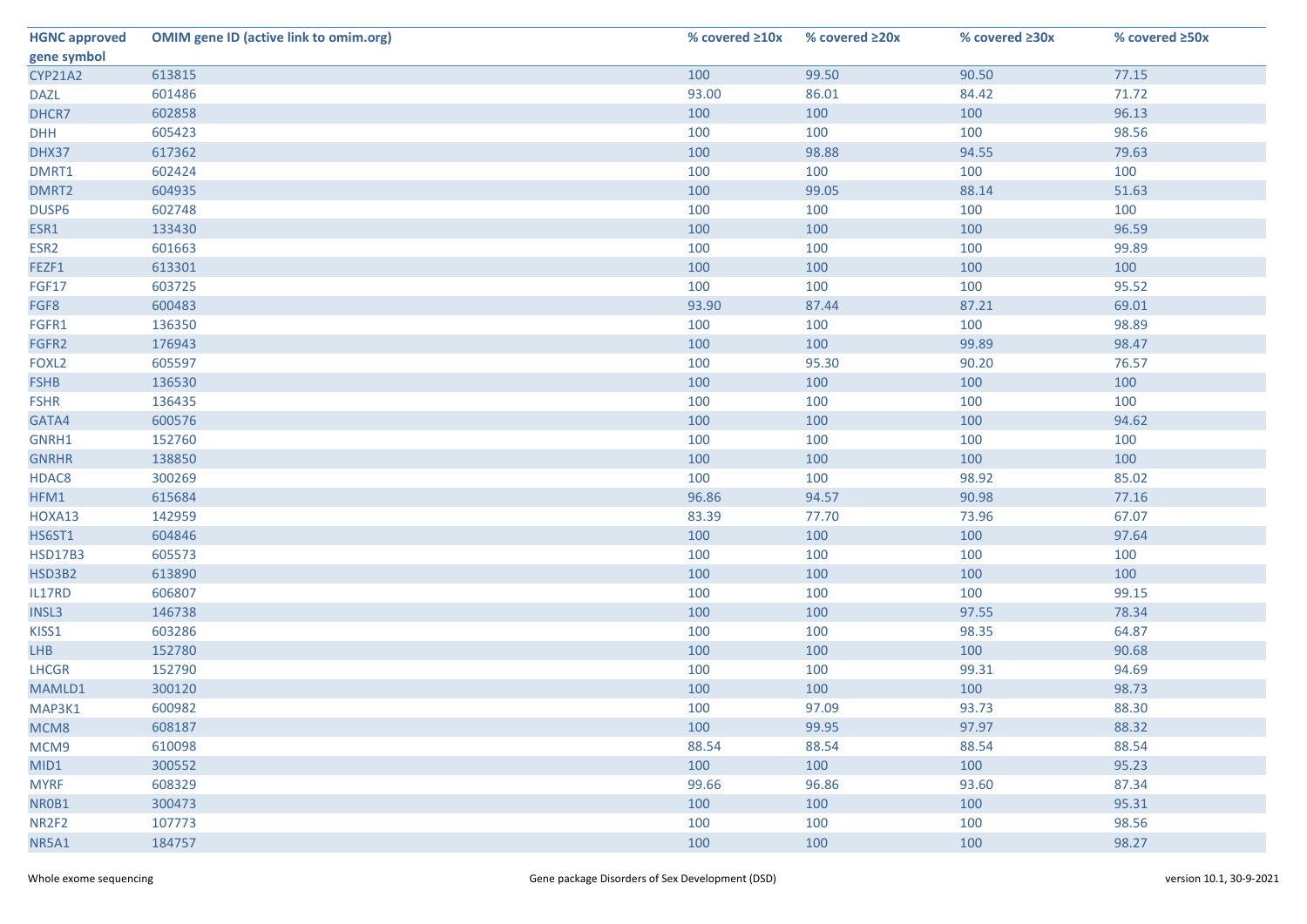| HGNC approved gene symbol | OMIM gene ID (active link to omim.org) | % covered ≥10x | % covered ≥20x | % covered ≥30x | % covered ≥50x |
|---|---|---|---|---|---|
| CYP21A2 | 613815 | 100 | 99.50 | 90.50 | 77.15 |
| DAZL | 601486 | 93.00 | 86.01 | 84.42 | 71.72 |
| DHCR7 | 602858 | 100 | 100 | 100 | 96.13 |
| DHH | 605423 | 100 | 100 | 100 | 98.56 |
| DHX37 | 617362 | 100 | 98.88 | 94.55 | 79.63 |
| DMRT1 | 602424 | 100 | 100 | 100 | 100 |
| DMRT2 | 604935 | 100 | 99.05 | 88.14 | 51.63 |
| DUSP6 | 602748 | 100 | 100 | 100 | 100 |
| ESR1 | 133430 | 100 | 100 | 100 | 96.59 |
| ESR2 | 601663 | 100 | 100 | 100 | 99.89 |
| FEZF1 | 613301 | 100 | 100 | 100 | 100 |
| FGF17 | 603725 | 100 | 100 | 100 | 95.52 |
| FGF8 | 600483 | 93.90 | 87.44 | 87.21 | 69.01 |
| FGFR1 | 136350 | 100 | 100 | 100 | 98.89 |
| FGFR2 | 176943 | 100 | 100 | 99.89 | 98.47 |
| FOXL2 | 605597 | 100 | 95.30 | 90.20 | 76.57 |
| FSHB | 136530 | 100 | 100 | 100 | 100 |
| FSHR | 136435 | 100 | 100 | 100 | 100 |
| GATA4 | 600576 | 100 | 100 | 100 | 94.62 |
| GNRH1 | 152760 | 100 | 100 | 100 | 100 |
| GNRHR | 138850 | 100 | 100 | 100 | 100 |
| HDAC8 | 300269 | 100 | 100 | 98.92 | 85.02 |
| HFM1 | 615684 | 96.86 | 94.57 | 90.98 | 77.16 |
| HOXA13 | 142959 | 83.39 | 77.70 | 73.96 | 67.07 |
| HS6ST1 | 604846 | 100 | 100 | 100 | 97.64 |
| HSD17B3 | 605573 | 100 | 100 | 100 | 100 |
| HSD3B2 | 613890 | 100 | 100 | 100 | 100 |
| IL17RD | 606807 | 100 | 100 | 100 | 99.15 |
| INSL3 | 146738 | 100 | 100 | 97.55 | 78.34 |
| KISS1 | 603286 | 100 | 100 | 98.35 | 64.87 |
| LHB | 152780 | 100 | 100 | 100 | 90.68 |
| LHCGR | 152790 | 100 | 100 | 99.31 | 94.69 |
| MAMLD1 | 300120 | 100 | 100 | 100 | 98.73 |
| MAP3K1 | 600982 | 100 | 97.09 | 93.73 | 88.30 |
| MCM8 | 608187 | 100 | 99.95 | 97.97 | 88.32 |
| MCM9 | 610098 | 88.54 | 88.54 | 88.54 | 88.54 |
| MID1 | 300552 | 100 | 100 | 100 | 95.23 |
| MYRF | 608329 | 99.66 | 96.86 | 93.60 | 87.34 |
| NR0B1 | 300473 | 100 | 100 | 100 | 95.31 |
| NR2F2 | 107773 | 100 | 100 | 100 | 98.56 |
| NR5A1 | 184757 | 100 | 100 | 100 | 98.27 |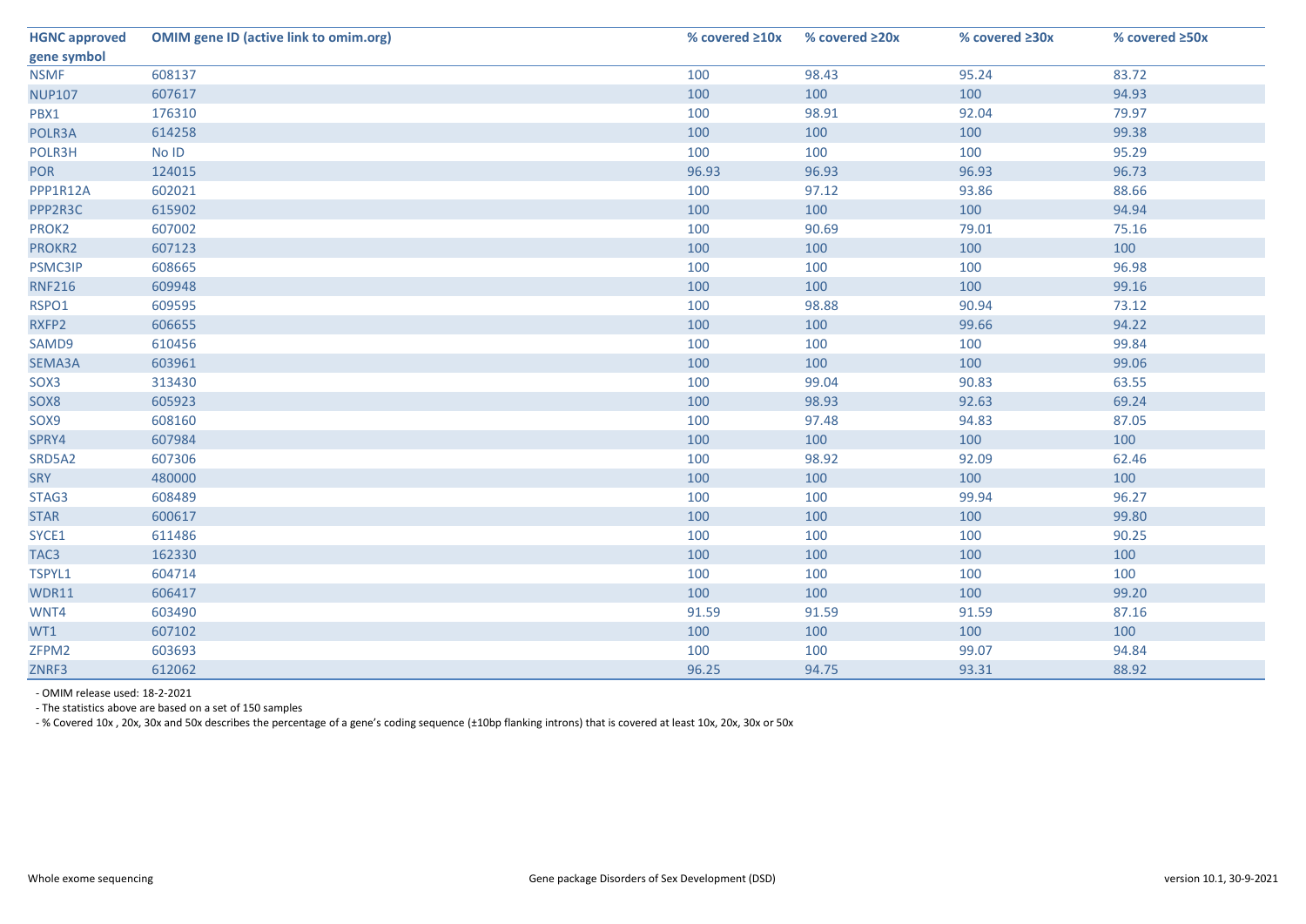| HGNC approved gene symbol | OMIM gene ID (active link to omim.org) | % covered ≥10x | % covered ≥20x | % covered ≥30x | % covered ≥50x |
|---|---|---|---|---|---|
| NSMF | 608137 | 100 | 98.43 | 95.24 | 83.72 |
| NUP107 | 607617 | 100 | 100 | 100 | 94.93 |
| PBX1 | 176310 | 100 | 98.91 | 92.04 | 79.97 |
| POLR3A | 614258 | 100 | 100 | 100 | 99.38 |
| POLR3H | No ID | 100 | 100 | 100 | 95.29 |
| POR | 124015 | 96.93 | 96.93 | 96.93 | 96.73 |
| PPP1R12A | 602021 | 100 | 97.12 | 93.86 | 88.66 |
| PPP2R3C | 615902 | 100 | 100 | 100 | 94.94 |
| PROK2 | 607002 | 100 | 90.69 | 79.01 | 75.16 |
| PROKR2 | 607123 | 100 | 100 | 100 | 100 |
| PSMC3IP | 608665 | 100 | 100 | 100 | 96.98 |
| RNF216 | 609948 | 100 | 100 | 100 | 99.16 |
| RSPO1 | 609595 | 100 | 98.88 | 90.94 | 73.12 |
| RXFP2 | 606655 | 100 | 100 | 99.66 | 94.22 |
| SAMD9 | 610456 | 100 | 100 | 100 | 99.84 |
| SEMA3A | 603961 | 100 | 100 | 100 | 99.06 |
| SOX3 | 313430 | 100 | 99.04 | 90.83 | 63.55 |
| SOX8 | 605923 | 100 | 98.93 | 92.63 | 69.24 |
| SOX9 | 608160 | 100 | 97.48 | 94.83 | 87.05 |
| SPRY4 | 607984 | 100 | 100 | 100 | 100 |
| SRD5A2 | 607306 | 100 | 98.92 | 92.09 | 62.46 |
| SRY | 480000 | 100 | 100 | 100 | 100 |
| STAG3 | 608489 | 100 | 100 | 99.94 | 96.27 |
| STAR | 600617 | 100 | 100 | 100 | 99.80 |
| SYCE1 | 611486 | 100 | 100 | 100 | 90.25 |
| TAC3 | 162330 | 100 | 100 | 100 | 100 |
| TSPYL1 | 604714 | 100 | 100 | 100 | 100 |
| WDR11 | 606417 | 100 | 100 | 100 | 99.20 |
| WNT4 | 603490 | 91.59 | 91.59 | 91.59 | 87.16 |
| WT1 | 607102 | 100 | 100 | 100 | 100 |
| ZFPM2 | 603693 | 100 | 100 | 99.07 | 94.84 |
| ZNRF3 | 612062 | 96.25 | 94.75 | 93.31 | 88.92 |

- OMIM release used: 18-2-2021
- The statistics above are based on a set of 150 samples
- % Covered 10x , 20x, 30x and 50x describes the percentage of a gene's coding sequence (±10bp flanking introns) that is covered at least 10x, 20x, 30x or 50x